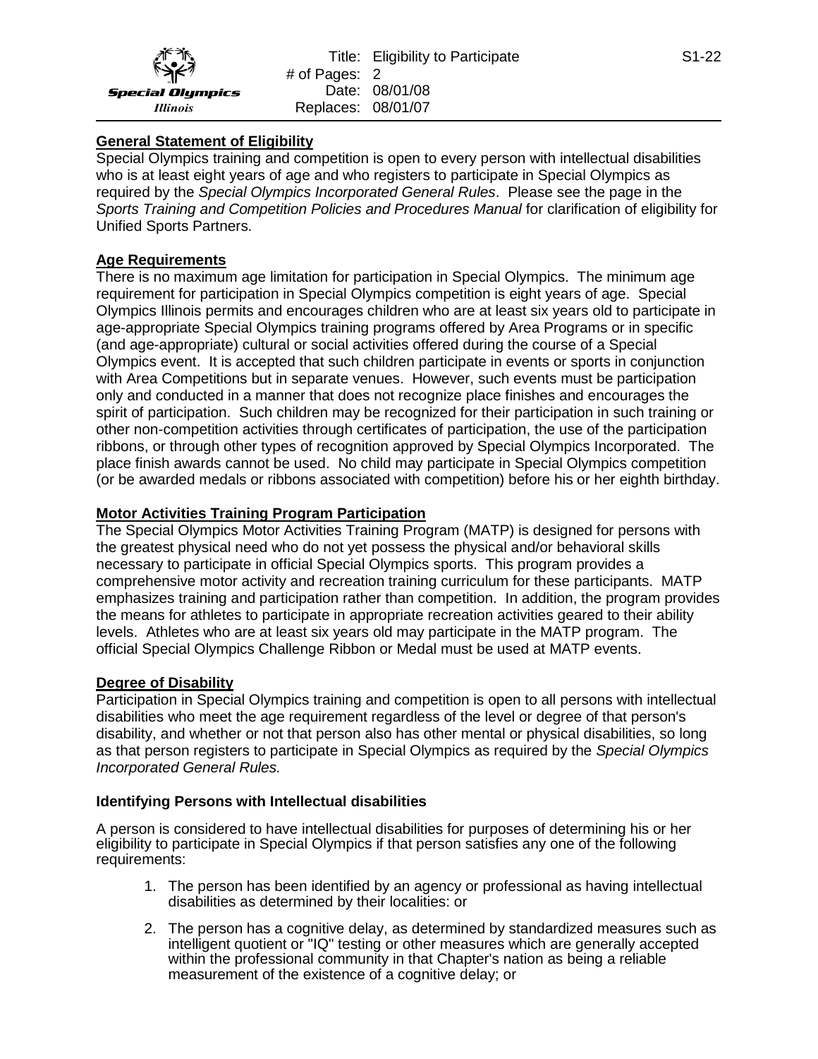Special Olympics Illinois

Title: Eligibility to Participate
\# of Pages: 2
Date: 08/01/08
Replaces: 08/01/07

S1-22

## General Statement of Eligibility

Special Olympics training and competition is open to every person with intellectual disabilities who is at least eight years of age and who registers to participate in Special Olympics as required by the *Special Olympics Incorporated General Rules*. Please see the page in the *Sports Training and Competition Policies and Procedures Manual* for clarification of eligibility for Unified Sports Partners.

## Age Requirements

There is no maximum age limitation for participation in Special Olympics. The minimum age requirement for participation in Special Olympics competition is eight years of age. Special Olympics Illinois permits and encourages children who are at least six years old to participate in age-appropriate Special Olympics training programs offered by Area Programs or in specific (and age-appropriate) cultural or social activities offered during the course of a Special Olympics event. It is accepted that such children participate in events or sports in conjunction with Area Competitions but in separate venues. However, such events must be participation only and conducted in a manner that does not recognize place finishes and encourages the spirit of participation. Such children may be recognized for their participation in such training or other non-competition activities through certificates of participation, the use of the participation ribbons, or through other types of recognition approved by Special Olympics Incorporated. The place finish awards cannot be used. No child may participate in Special Olympics competition (or be awarded medals or ribbons associated with competition) before his or her eighth birthday.

## Motor Activities Training Program Participation

The Special Olympics Motor Activities Training Program (MATP) is designed for persons with the greatest physical need who do not yet possess the physical and/or behavioral skills necessary to participate in official Special Olympics sports. This program provides a comprehensive motor activity and recreation training curriculum for these participants. MATP emphasizes training and participation rather than competition. In addition, the program provides the means for athletes to participate in appropriate recreation activities geared to their ability levels. Athletes who are at least six years old may participate in the MATP program. The official Special Olympics Challenge Ribbon or Medal must be used at MATP events.

## Degree of Disability

Participation in Special Olympics training and competition is open to all persons with intellectual disabilities who meet the age requirement regardless of the level or degree of that person's disability, and whether or not that person also has other mental or physical disabilities, so long as that person registers to participate in Special Olympics as required by the *Special Olympics Incorporated General Rules.*

## Identifying Persons with Intellectual disabilities

A person is considered to have intellectual disabilities for purposes of determining his or her eligibility to participate in Special Olympics if that person satisfies any one of the following requirements:

1. The person has been identified by an agency or professional as having intellectual disabilities as determined by their localities: or
2. The person has a cognitive delay, as determined by standardized measures such as intelligent quotient or "IQ" testing or other measures which are generally accepted within the professional community in that Chapter's nation as being a reliable measurement of the existence of a cognitive delay; or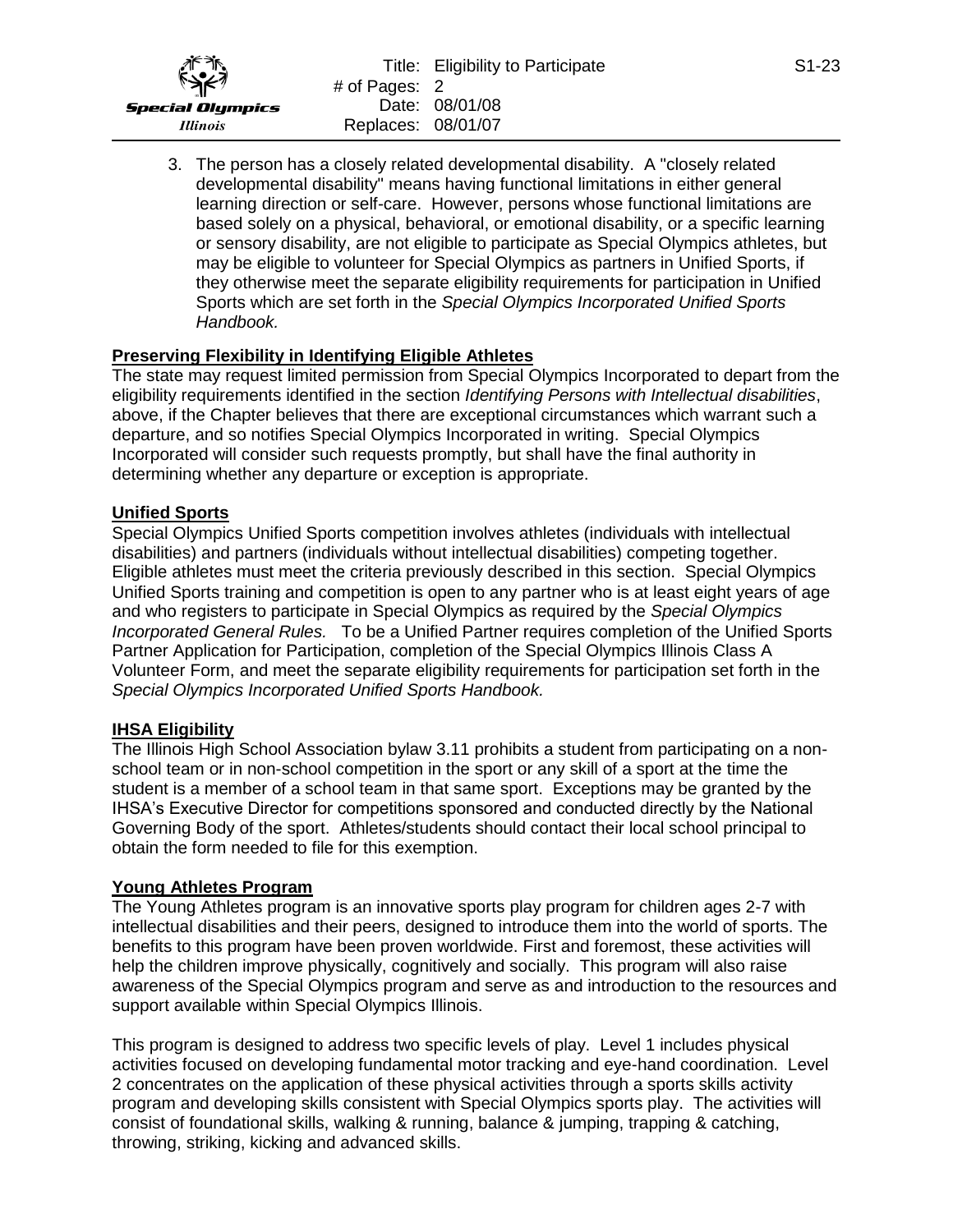3. The person has a closely related developmental disability. A "closely related developmental disability" means having functional limitations in either general learning direction or self-care. However, persons whose functional limitations are based solely on a physical, behavioral, or emotional disability, or a specific learning or sensory disability, are not eligible to participate as Special Olympics athletes, but may be eligible to volunteer for Special Olympics as partners in Unified Sports, if they otherwise meet the separate eligibility requirements for participation in Unified Sports which are set forth in the *Special Olympics Incorporated Unified Sports Handbook.*

**Preserving Flexibility in Identifying Eligible Athletes**

The state may request limited permission from Special Olympics Incorporated to depart from the eligibility requirements identified in the section *Identifying Persons with Intellectual disabilities*, above, if the Chapter believes that there are exceptional circumstances which warrant such a departure, and so notifies Special Olympics Incorporated in writing. Special Olympics Incorporated will consider such requests promptly, but shall have the final authority in determining whether any departure or exception is appropriate.

**Unified Sports**

Special Olympics Unified Sports competition involves athletes (individuals with intellectual disabilities) and partners (individuals without intellectual disabilities) competing together. Eligible athletes must meet the criteria previously described in this section. Special Olympics Unified Sports training and competition is open to any partner who is at least eight years of age and who registers to participate in Special Olympics as required by the *Special Olympics Incorporated General Rules.* To be a Unified Partner requires completion of the Unified Sports Partner Application for Participation, completion of the Special Olympics Illinois Class A Volunteer Form, and meet the separate eligibility requirements for participation set forth in the *Special Olympics Incorporated Unified Sports Handbook.*

**IHSA Eligibility**

The Illinois High School Association bylaw 3.11 prohibits a student from participating on a non-school team or in non-school competition in the sport or any skill of a sport at the time the student is a member of a school team in that same sport. Exceptions may be granted by the IHSA's Executive Director for competitions sponsored and conducted directly by the National Governing Body of the sport. Athletes/students should contact their local school principal to obtain the form needed to file for this exemption.

**Young Athletes Program**

The Young Athletes program is an innovative sports play program for children ages 2-7 with intellectual disabilities and their peers, designed to introduce them into the world of sports. The benefits to this program have been proven worldwide. First and foremost, these activities will help the children improve physically, cognitively and socially. This program will also raise awareness of the Special Olympics program and serve as and introduction to the resources and support available within Special Olympics Illinois.

This program is designed to address two specific levels of play. Level 1 includes physical activities focused on developing fundamental motor tracking and eye-hand coordination. Level 2 concentrates on the application of these physical activities through a sports skills activity program and developing skills consistent with Special Olympics sports play. The activities will consist of foundational skills, walking & running, balance & jumping, trapping & catching, throwing, striking, kicking and advanced skills.